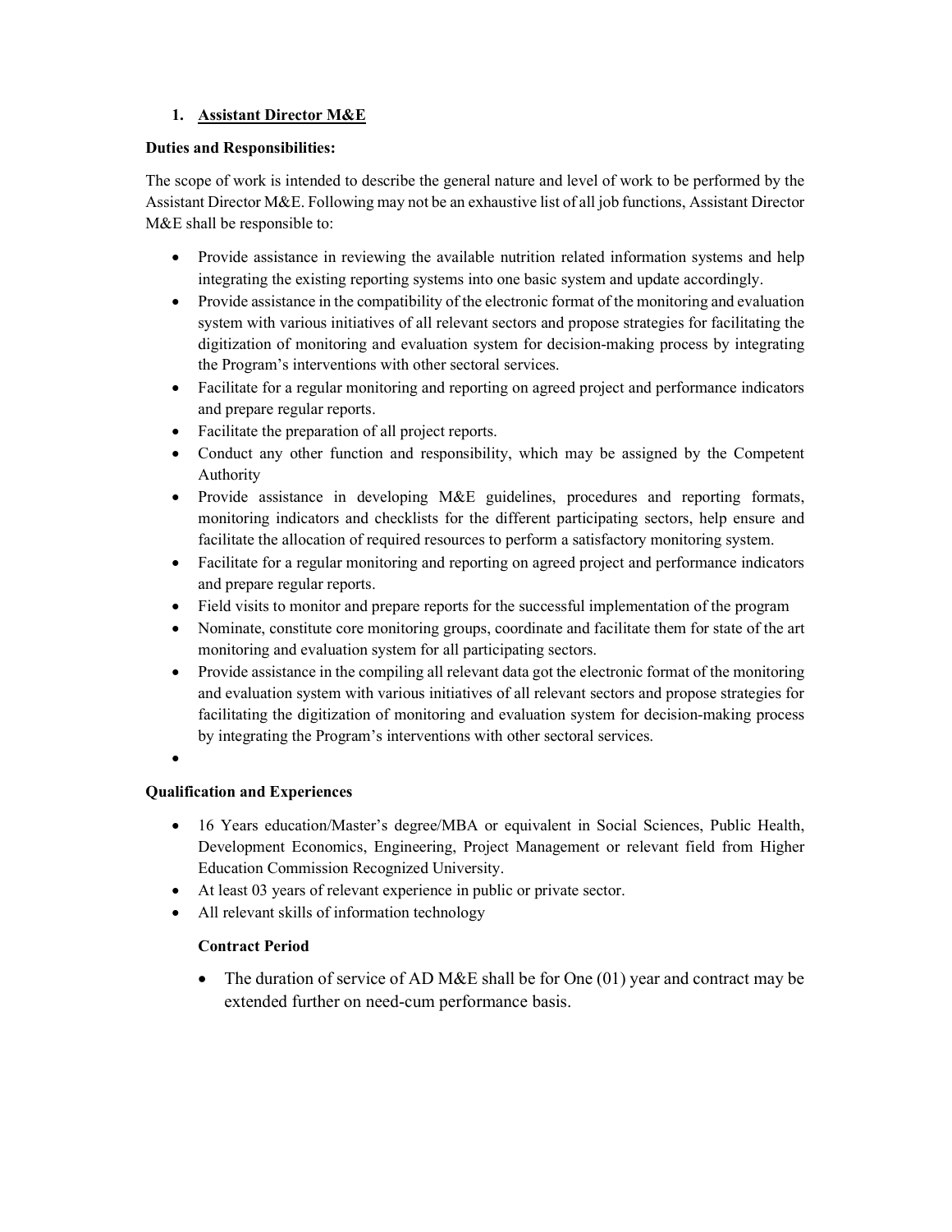1. **Assistant Director M&E**

**Duties and Responsibilities:**

The scope of work is intended to describe the general nature and level of work to be performed by the Assistant Director M&E. Following may not be an exhaustive list of all job functions, Assistant Director M&E shall be responsible to:

- Provide assistance in reviewing the available nutrition related information systems and help integrating the existing reporting systems into one basic system and update accordingly.
- Provide assistance in the compatibility of the electronic format of the monitoring and evaluation system with various initiatives of all relevant sectors and propose strategies for facilitating the digitization of monitoring and evaluation system for decision-making process by integrating the Program's interventions with other sectoral services.
- Facilitate for a regular monitoring and reporting on agreed project and performance indicators and prepare regular reports.
- Facilitate the preparation of all project reports.
- Conduct any other function and responsibility, which may be assigned by the Competent Authority
- Provide assistance in developing M&E guidelines, procedures and reporting formats, monitoring indicators and checklists for the different participating sectors, help ensure and facilitate the allocation of required resources to perform a satisfactory monitoring system.
- Facilitate for a regular monitoring and reporting on agreed project and performance indicators and prepare regular reports.
- Field visits to monitor and prepare reports for the successful implementation of the program
- Nominate, constitute core monitoring groups, coordinate and facilitate them for state of the art monitoring and evaluation system for all participating sectors.
- Provide assistance in the compiling all relevant data got the electronic format of the monitoring and evaluation system with various initiatives of all relevant sectors and propose strategies for facilitating the digitization of monitoring and evaluation system for decision-making process by integrating the Program's interventions with other sectoral services.
-

**Qualification and Experiences**

- 16 Years education/Master's degree/MBA or equivalent in Social Sciences, Public Health, Development Economics, Engineering, Project Management or relevant field from Higher Education Commission Recognized University.
- At least 03 years of relevant experience in public or private sector.
- All relevant skills of information technology

**Contract Period**

- The duration of service of AD M&E shall be for One (01) year and contract may be extended further on need-cum performance basis.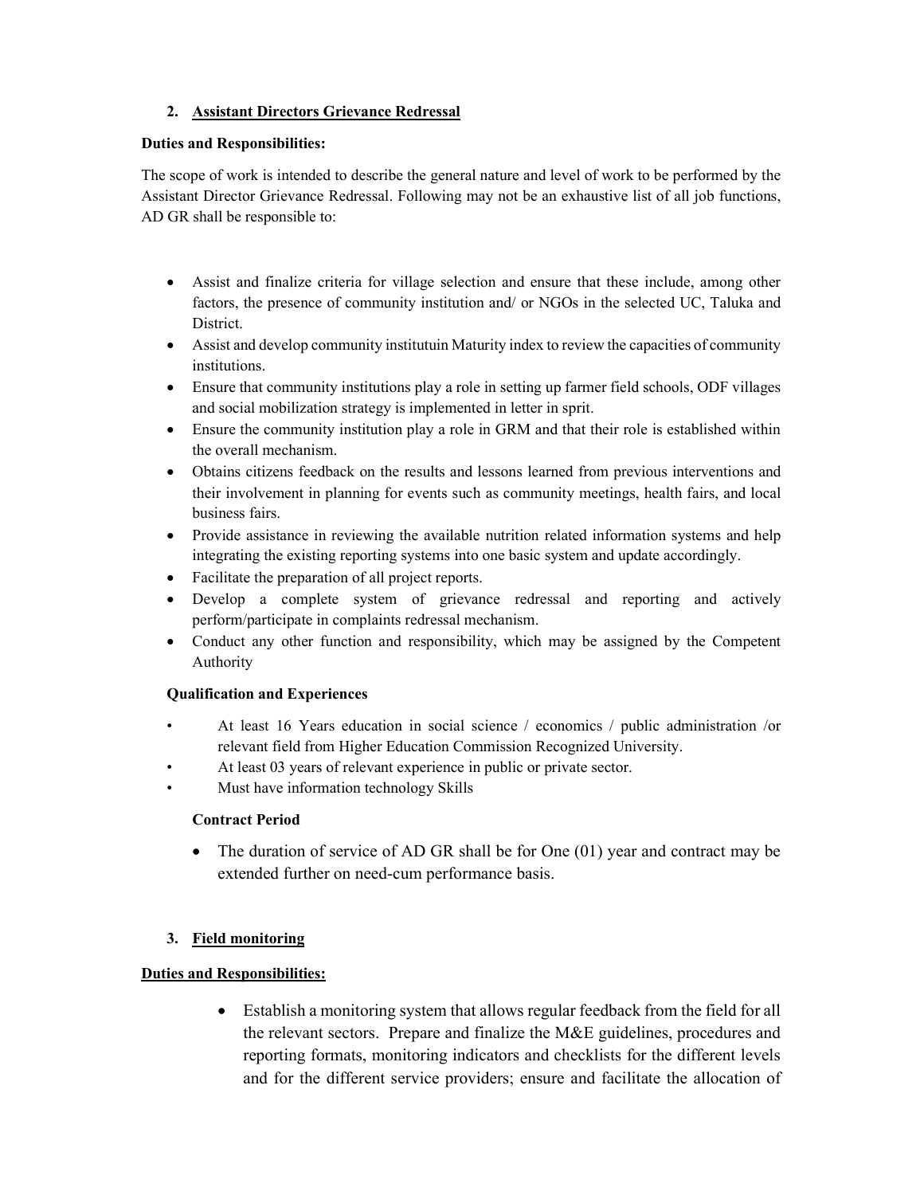## 2. <u>Assistant Directors Grievance Redressal</u>

**Duties and Responsibilities:**

The scope of work is intended to describe the general nature and level of work to be performed by the Assistant Director Grievance Redressal. Following may not be an exhaustive list of all job functions, AD GR shall be responsible to:

- Assist and finalize criteria for village selection and ensure that these include, among other factors, the presence of community institution and/ or NGOs in the selected UC, Taluka and District.
- Assist and develop community institutuin Maturity index to review the capacities of community institutions.
- Ensure that community institutions play a role in setting up farmer field schools, ODF villages and social mobilization strategy is implemented in letter in sprit.
- Ensure the community institution play a role in GRM and that their role is established within the overall mechanism.
- Obtains citizens feedback on the results and lessons learned from previous interventions and their involvement in planning for events such as community meetings, health fairs, and local business fairs.
- Provide assistance in reviewing the available nutrition related information systems and help integrating the existing reporting systems into one basic system and update accordingly.
- Facilitate the preparation of all project reports.
- Develop a complete system of grievance redressal and reporting and actively perform/participate in complaints redressal mechanism.
- Conduct any other function and responsibility, which may be assigned by the Competent Authority

**Qualification and Experiences**

- At least 16 Years education in social science / economics / public administration /or relevant field from Higher Education Commission Recognized University.
- At least 03 years of relevant experience in public or private sector.
- Must have information technology Skills

**Contract Period**

- The duration of service of AD GR shall be for One (01) year and contract may be extended further on need-cum performance basis.

## 3. <u>Field monitoring</u>

**<u>Duties and Responsibilities:</u>**

- Establish a monitoring system that allows regular feedback from the field for all the relevant sectors. Prepare and finalize the M&E guidelines, procedures and reporting formats, monitoring indicators and checklists for the different levels and for the different service providers; ensure and facilitate the allocation of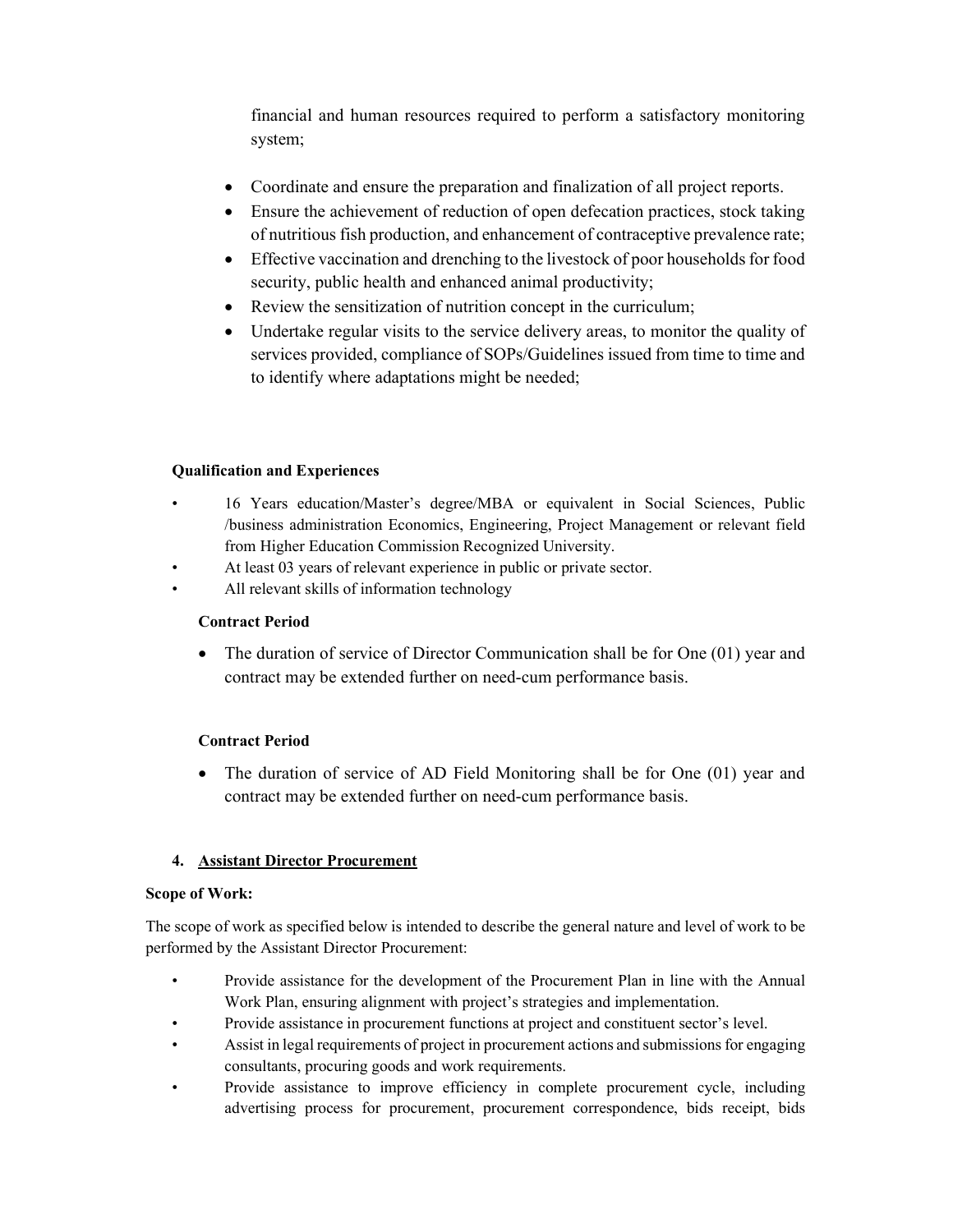financial and human resources required to perform a satisfactory monitoring system;

- Coordinate and ensure the preparation and finalization of all project reports.
- Ensure the achievement of reduction of open defecation practices, stock taking of nutritious fish production, and enhancement of contraceptive prevalence rate;
- Effective vaccination and drenching to the livestock of poor households for food security, public health and enhanced animal productivity;
- Review the sensitization of nutrition concept in the curriculum;
- Undertake regular visits to the service delivery areas, to monitor the quality of services provided, compliance of SOPs/Guidelines issued from time to time and to identify where adaptations might be needed;

**Qualification and Experiences**

- 16 Years education/Master's degree/MBA or equivalent in Social Sciences, Public /business administration Economics, Engineering, Project Management or relevant field from Higher Education Commission Recognized University.
- At least 03 years of relevant experience in public or private sector.
- All relevant skills of information technology

**Contract Period**

- The duration of service of Director Communication shall be for One (01) year and contract may be extended further on need-cum performance basis.

**Contract Period**

- The duration of service of AD Field Monitoring shall be for One (01) year and contract may be extended further on need-cum performance basis.

### 4. <u>Assistant Director Procurement</u>

**Scope of Work:**

The scope of work as specified below is intended to describe the general nature and level of work to be performed by the Assistant Director Procurement:

- Provide assistance for the development of the Procurement Plan in line with the Annual Work Plan, ensuring alignment with project's strategies and implementation.
- Provide assistance in procurement functions at project and constituent sector's level.
- Assist in legal requirements of project in procurement actions and submissions for engaging consultants, procuring goods and work requirements.
- Provide assistance to improve efficiency in complete procurement cycle, including advertising process for procurement, procurement correspondence, bids receipt, bids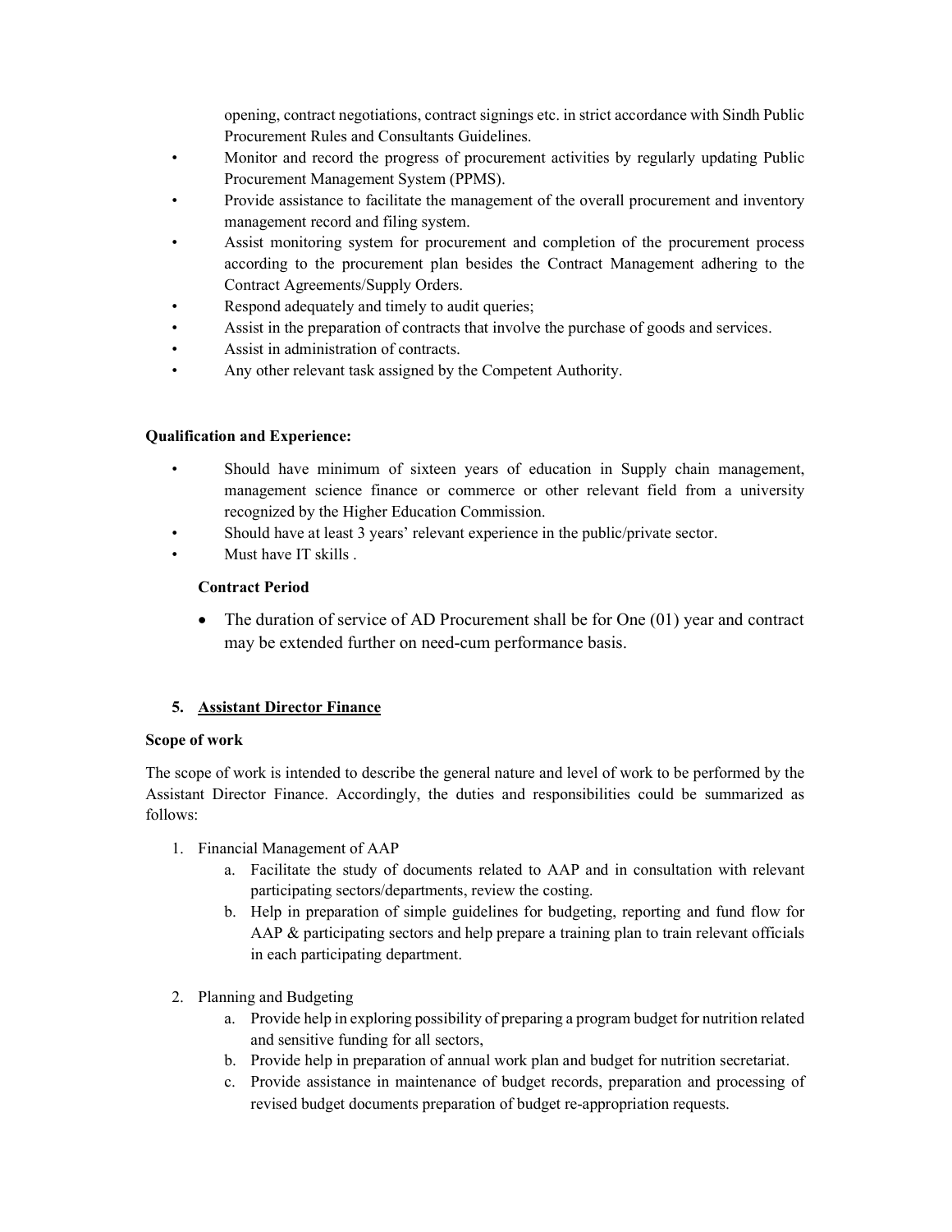opening, contract negotiations, contract signings etc. in strict accordance with Sindh Public Procurement Rules and Consultants Guidelines.

- Monitor and record the progress of procurement activities by regularly updating Public Procurement Management System (PPMS).
- Provide assistance to facilitate the management of the overall procurement and inventory management record and filing system.
- Assist monitoring system for procurement and completion of the procurement process according to the procurement plan besides the Contract Management adhering to the Contract Agreements/Supply Orders.
- Respond adequately and timely to audit queries;
- Assist in the preparation of contracts that involve the purchase of goods and services.
- Assist in administration of contracts.
- Any other relevant task assigned by the Competent Authority.

**Qualification and Experience:**

- Should have minimum of sixteen years of education in Supply chain management, management science finance or commerce or other relevant field from a university recognized by the Higher Education Commission.
- Should have at least 3 years' relevant experience in the public/private sector.
- Must have IT skills .

**Contract Period**

- The duration of service of AD Procurement shall be for One (01) year and contract may be extended further on need-cum performance basis.

## 5. Assistant Director Finance

**Scope of work**

The scope of work is intended to describe the general nature and level of work to be performed by the Assistant Director Finance. Accordingly, the duties and responsibilities could be summarized as follows:

1. Financial Management of AAP
   a. Facilitate the study of documents related to AAP and in consultation with relevant participating sectors/departments, review the costing.
   b. Help in preparation of simple guidelines for budgeting, reporting and fund flow for AAP & participating sectors and help prepare a training plan to train relevant officials in each participating department.

2. Planning and Budgeting
   a. Provide help in exploring possibility of preparing a program budget for nutrition related and sensitive funding for all sectors,
   b. Provide help in preparation of annual work plan and budget for nutrition secretariat.
   c. Provide assistance in maintenance of budget records, preparation and processing of revised budget documents preparation of budget re-appropriation requests.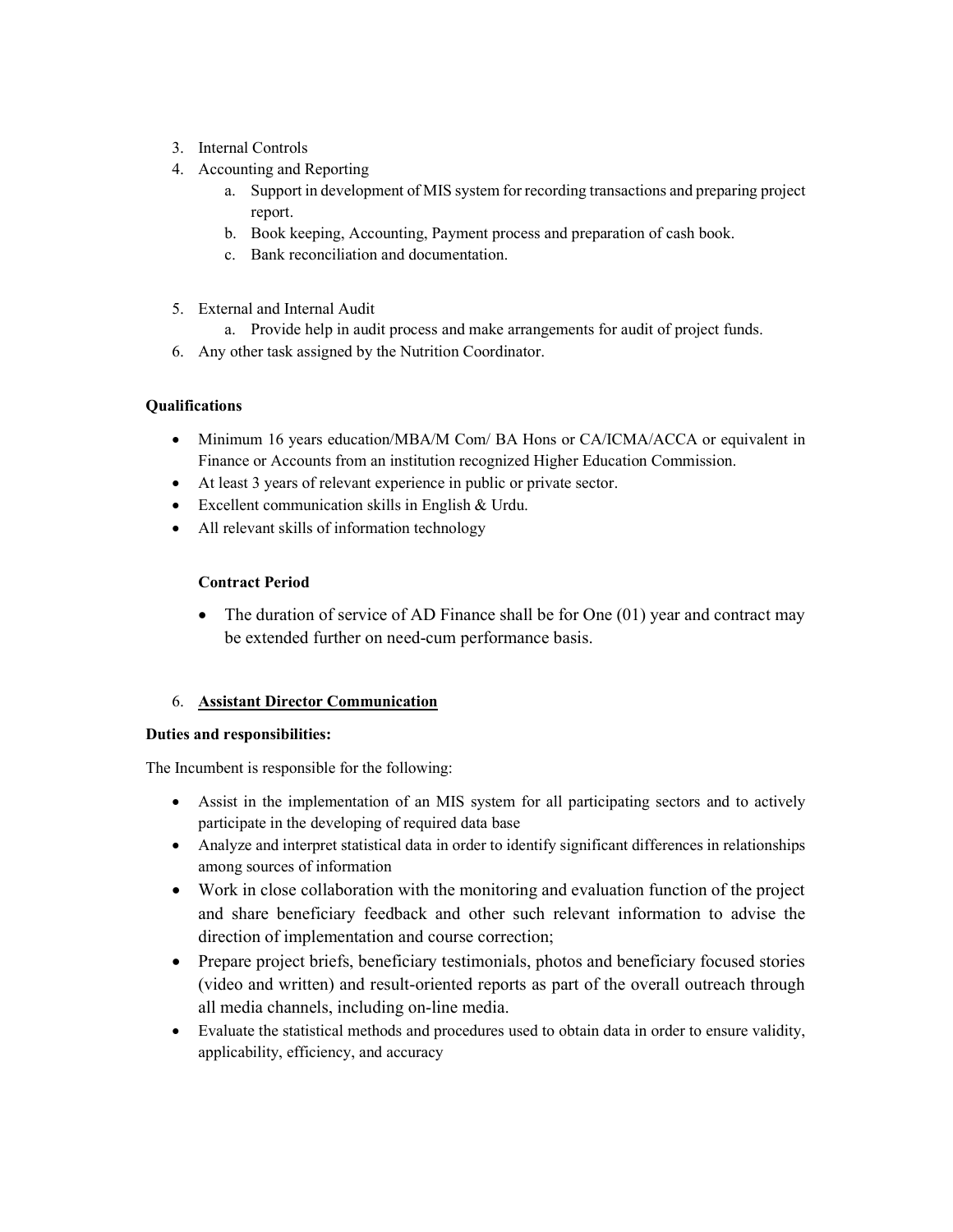3. Internal Controls
4. Accounting and Reporting
    a. Support in development of MIS system for recording transactions and preparing project report.
    b. Book keeping, Accounting, Payment process and preparation of cash book.
    c. Bank reconciliation and documentation.

5. External and Internal Audit
    a. Provide help in audit process and make arrangements for audit of project funds.
6. Any other task assigned by the Nutrition Coordinator.

**Qualifications**

- Minimum 16 years education/MBA/M Com/ BA Hons or CA/ICMA/ACCA or equivalent in Finance or Accounts from an institution recognized Higher Education Commission.
- At least 3 years of relevant experience in public or private sector.
- Excellent communication skills in English & Urdu.
- All relevant skills of information technology

**Contract Period**

- The duration of service of AD Finance shall be for One (01) year and contract may be extended further on need-cum performance basis.

6. **<u>Assistant Director Communication</u>**

**Duties and responsibilities:**

The Incumbent is responsible for the following:

- Assist in the implementation of an MIS system for all participating sectors and to actively participate in the developing of required data base
- Analyze and interpret statistical data in order to identify significant differences in relationships among sources of information
- Work in close collaboration with the monitoring and evaluation function of the project and share beneficiary feedback and other such relevant information to advise the direction of implementation and course correction;
- Prepare project briefs, beneficiary testimonials, photos and beneficiary focused stories (video and written) and result-oriented reports as part of the overall outreach through all media channels, including on-line media.
- Evaluate the statistical methods and procedures used to obtain data in order to ensure validity, applicability, efficiency, and accuracy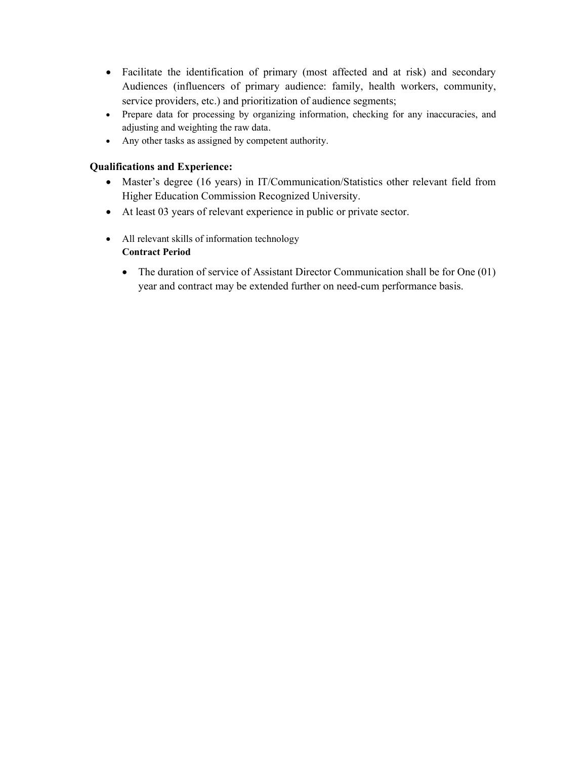- Facilitate the identification of primary (most affected and at risk) and secondary Audiences (influencers of primary audience: family, health workers, community, service providers, etc.) and prioritization of audience segments;
- Prepare data for processing by organizing information, checking for any inaccuracies, and adjusting and weighting the raw data.
- Any other tasks as assigned by competent authority.

**Qualifications and Experience:**

- Master's degree (16 years) in IT/Communication/Statistics other relevant field from Higher Education Commission Recognized University.
- At least 03 years of relevant experience in public or private sector.
- All relevant skills of information technology

**Contract Period**

- The duration of service of Assistant Director Communication shall be for One (01) year and contract may be extended further on need-cum performance basis.